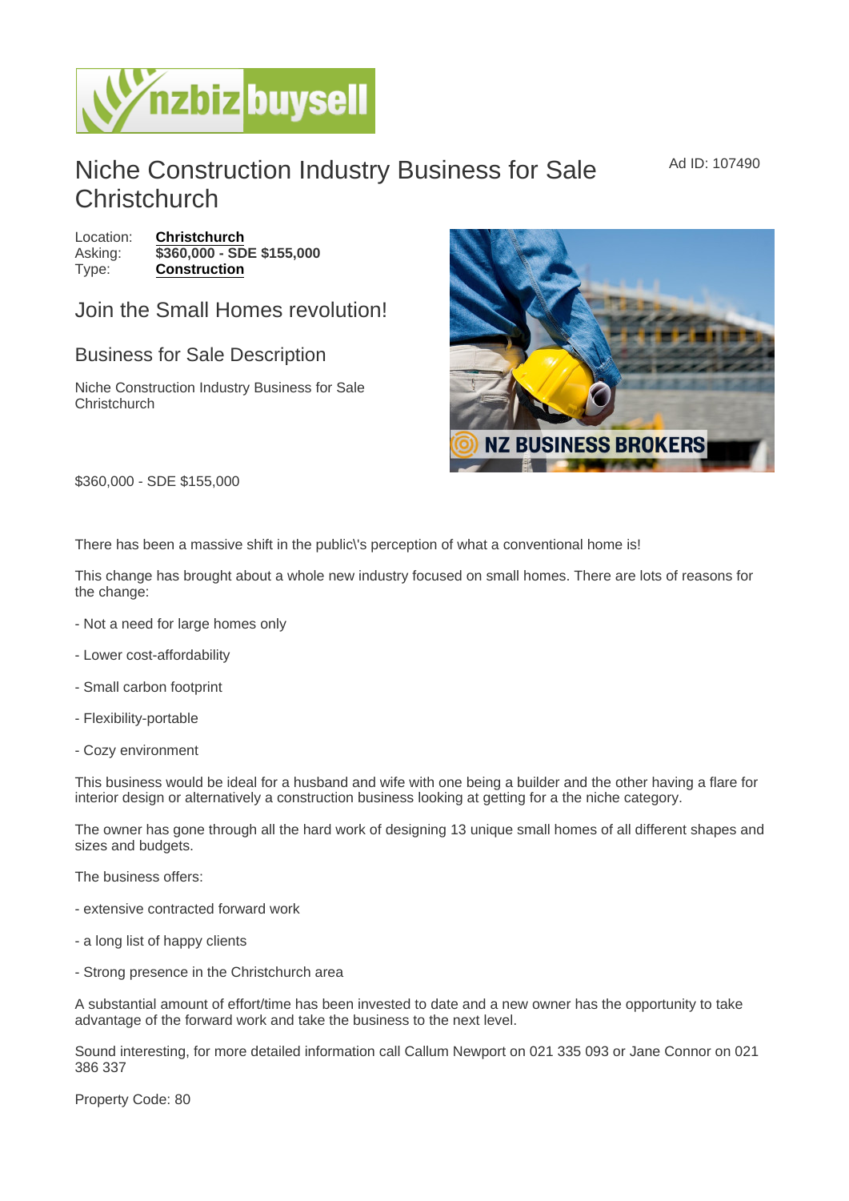# Niche Construction Industry Business for Sale Christchurch

Ad ID: 107490

Location: **Christchurch**
Asking: **$360,000 - SDE $155,000**
Type: **Construction**

## Join the Small Homes revolution!

## Business for Sale Description

Niche Construction Industry Business for Sale Christchurch

$360,000 - SDE $155,000

There has been a massive shift in the public\'s perception of what a conventional home is!

This change has brought about a whole new industry focused on small homes. There are lots of reasons for the change:

- Not a need for large homes only

- Lower cost-affordability

- Small carbon footprint

- Flexibility-portable

- Cozy environment

This business would be ideal for a husband and wife with one being a builder and the other having a flare for interior design or alternatively a construction business looking at getting for a the niche category.

The owner has gone through all the hard work of designing 13 unique small homes of all different shapes and sizes and budgets.

The business offers:

- extensive contracted forward work

- a long list of happy clients

- Strong presence in the Christchurch area

A substantial amount of effort/time has been invested to date and a new owner has the opportunity to take advantage of the forward work and take the business to the next level.

Sound interesting, for more detailed information call Callum Newport on 021 335 093 or Jane Connor on 021 386 337

Property Code: 80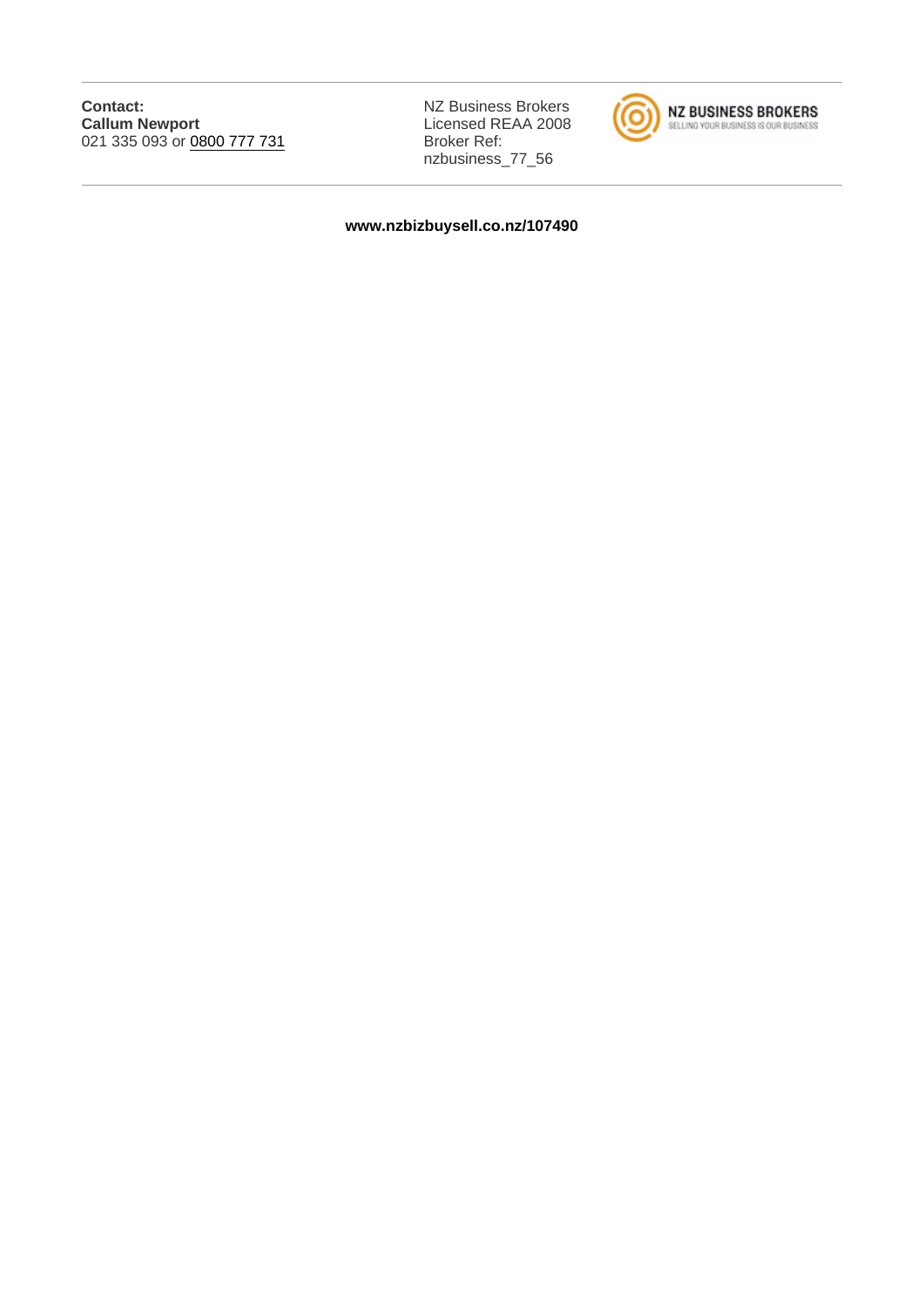**Contact:**
**Callum Newport**
021 335 093 or 0800 777 731

NZ Business Brokers
Licensed REAA 2008
Broker Ref:
nzbusiness_77_56

NZ BUSINESS BROKERS
SELLING YOUR BUSINESS IS OUR BUSINESS

**www.nzbizbuysell.co.nz/107490**